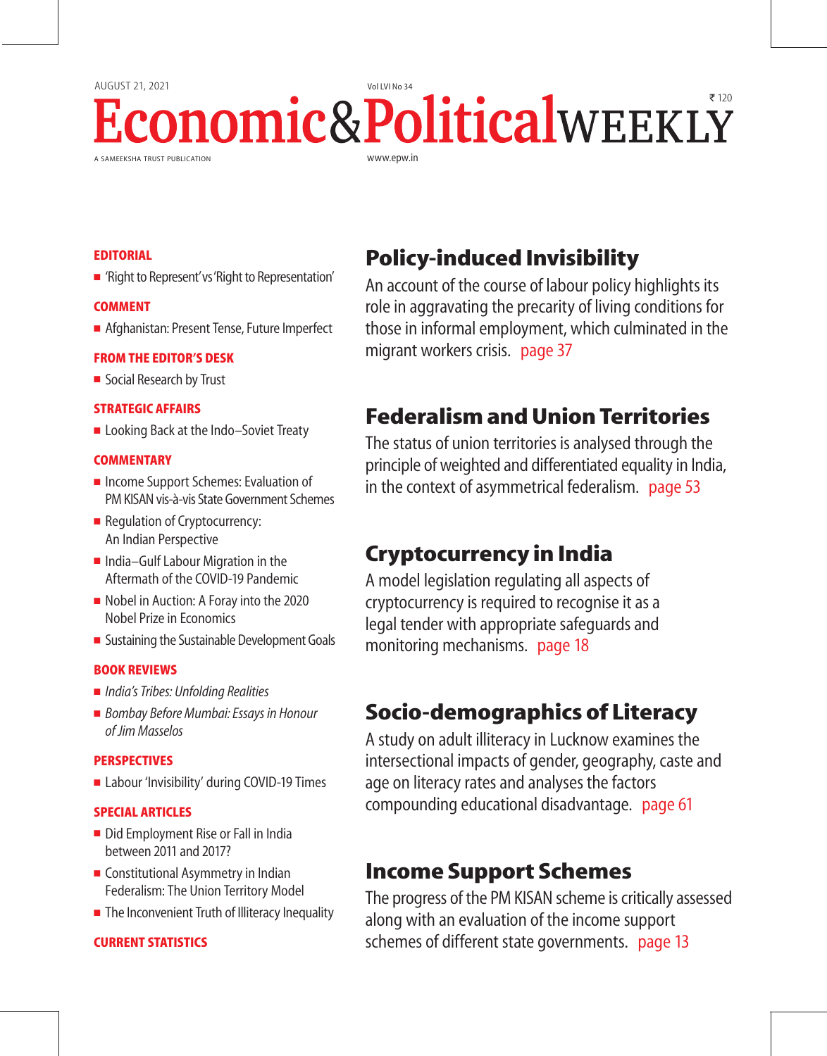AUGUST 21, 2021 Vol LVI No 34 ₹ 120

# Economic&PoliticalWEEKLY

A SAMEEKSHA TRUST PUBLICATION www.epw.in

**EDITORIAL**

- 'Right to Represent' vs 'Right to Representation'

**COMMENT**

- Afghanistan: Present Tense, Future Imperfect

**FROM THE EDITOR'S DESK**

- Social Research by Trust

**STRATEGIC AFFAIRS**

- Looking Back at the Indo–Soviet Treaty

**COMMENTARY**

- Income Support Schemes: Evaluation of PM KISAN vis-à-vis State Government Schemes
- Regulation of Cryptocurrency: An Indian Perspective
- India–Gulf Labour Migration in the Aftermath of the COVID-19 Pandemic
- Nobel in Auction: A Foray into the 2020 Nobel Prize in Economics
- Sustaining the Sustainable Development Goals

**BOOK REVIEWS**

- *India's Tribes: Unfolding Realities*
- *Bombay Before Mumbai: Essays in Honour of Jim Masselos*

**PERSPECTIVES**

- Labour 'Invisibility' during COVID-19 Times

**SPECIAL ARTICLES**

- Did Employment Rise or Fall in India between 2011 and 2017?
- Constitutional Asymmetry in Indian Federalism: The Union Territory Model
- The Inconvenient Truth of Illiteracy Inequality

**CURRENT STATISTICS**

## Policy-induced Invisibility

An account of the course of labour policy highlights its role in aggravating the precarity of living conditions for those in informal employment, which culminated in the migrant workers crisis. page 37

## Federalism and Union Territories

The status of union territories is analysed through the principle of weighted and differentiated equality in India, in the context of asymmetrical federalism. page 53

## Cryptocurrency in India

A model legislation regulating all aspects of cryptocurrency is required to recognise it as a legal tender with appropriate safeguards and monitoring mechanisms. page 18

## Socio-demographics of Literacy

A study on adult illiteracy in Lucknow examines the intersectional impacts of gender, geography, caste and age on literacy rates and analyses the factors compounding educational disadvantage. page 61

## Income Support Schemes

The progress of the PM KISAN scheme is critically assessed along with an evaluation of the income support schemes of different state governments. page 13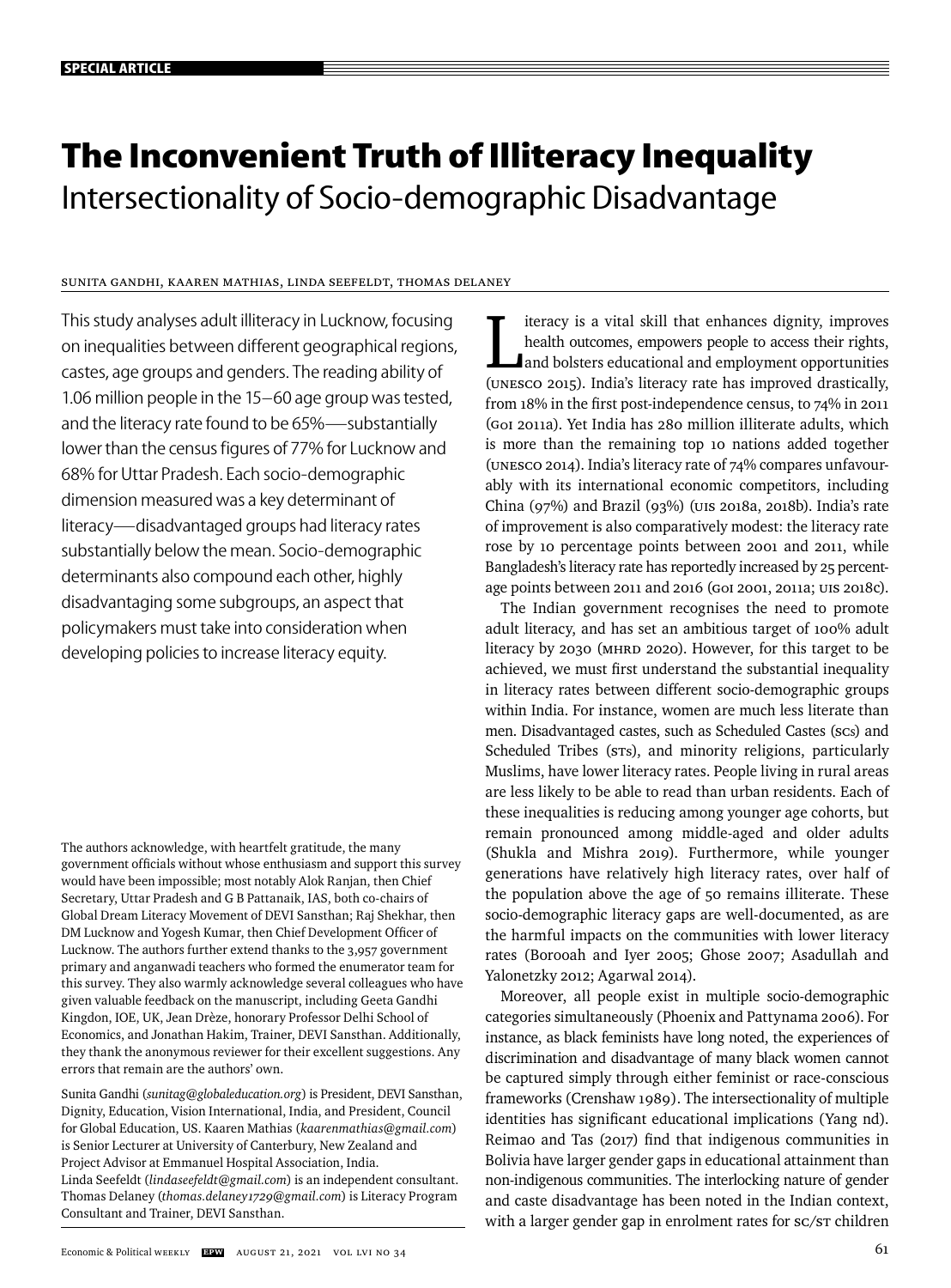# The Inconvenient Truth of Illiteracy Inequality

## Intersectionality of Socio-demographic Disadvantage

SUNITA GANDHI, KAAREN MATHIAS, LINDA SEEFELDT, THOMAS DELANEY

This study analyses adult illiteracy in Lucknow, focusing on inequalities between different geographical regions, castes, age groups and genders. The reading ability of 1.06 million people in the 15–60 age group was tested, and the literacy rate found to be 65%—substantially lower than the census figures of 77% for Lucknow and 68% for Uttar Pradesh. Each socio-demographic dimension measured was a key determinant of literacy—disadvantaged groups had literacy rates substantially below the mean. Socio-demographic determinants also compound each other, highly disadvantaging some subgroups, an aspect that policymakers must take into consideration when developing policies to increase literacy equity.

The authors acknowledge, with heartfelt gratitude, the many government officials without whose enthusiasm and support this survey would have been impossible; most notably Alok Ranjan, then Chief Secretary, Uttar Pradesh and G B Pattanaik, IAS, both co-chairs of Global Dream Literacy Movement of DEVI Sansthan; Raj Shekhar, then DM Lucknow and Yogesh Kumar, then Chief Development Officer of Lucknow. The authors further extend thanks to the 3,957 government primary and anganwadi teachers who formed the enumerator team for this survey. They also warmly acknowledge several colleagues who have given valuable feedback on the manuscript, including Geeta Gandhi Kingdon, IOE, UK, Jean Drèze, honorary Professor Delhi School of Economics, and Jonathan Hakim, Trainer, DEVI Sansthan. Additionally, they thank the anonymous reviewer for their excellent suggestions. Any errors that remain are the authors' own.

Sunita Gandhi (*sunitag@globaleducation.org*) is President, DEVI Sansthan, Dignity, Education, Vision International, India, and President, Council for Global Education, US. Kaaren Mathias (*kaarenmathias@gmail.com*) is Senior Lecturer at University of Canterbury, New Zealand and Project Advisor at Emmanuel Hospital Association, India. Linda Seefeldt (*lindaseefeldt@gmail.com*) is an independent consultant. Thomas Delaney (*thomas.delaney1729@gmail.com*) is Literacy Program Consultant and Trainer, DEVI Sansthan.

Literacy is a vital skill that enhances dignity, improves health outcomes, empowers people to access their rights, and bolsters educational and employment opportunities (UNESCO 2015). India's literacy rate has improved drastically, from 18% in the first post-independence census, to 74% in 2011 (GoI 2011a). Yet India has 280 million illiterate adults, which is more than the remaining top 10 nations added together (UNESCO 2014). India's literacy rate of 74% compares unfavourably with its international economic competitors, including China (97%) and Brazil (93%) (UIS 2018a, 2018b). India's rate of improvement is also comparatively modest: the literacy rate rose by 10 percentage points between 2001 and 2011, while Bangladesh's literacy rate has reportedly increased by 25 percentage points between 2011 and 2016 (GoI 2001, 2011a; UIS 2018c).

The Indian government recognises the need to promote adult literacy, and has set an ambitious target of 100% adult literacy by 2030 (MHRD 2020). However, for this target to be achieved, we must first understand the substantial inequality in literacy rates between different socio-demographic groups within India. For instance, women are much less literate than men. Disadvantaged castes, such as Scheduled Castes (SCs) and Scheduled Tribes (STs), and minority religions, particularly Muslims, have lower literacy rates. People living in rural areas are less likely to be able to read than urban residents. Each of these inequalities is reducing among younger age cohorts, but remain pronounced among middle-aged and older adults (Shukla and Mishra 2019). Furthermore, while younger generations have relatively high literacy rates, over half of the population above the age of 50 remains illiterate. These socio-demographic literacy gaps are well-documented, as are the harmful impacts on the communities with lower literacy rates (Borooah and Iyer 2005; Ghose 2007; Asadullah and Yalonetzky 2012; Agarwal 2014).

Moreover, all people exist in multiple socio-demographic categories simultaneously (Phoenix and Pattynama 2006). For instance, as black feminists have long noted, the experiences of discrimination and disadvantage of many black women cannot be captured simply through either feminist or race-conscious frameworks (Crenshaw 1989). The intersectionality of multiple identities has significant educational implications (Yang nd). Reimao and Tas (2017) find that indigenous communities in Bolivia have larger gender gaps in educational attainment than non-indigenous communities. The interlocking nature of gender and caste disadvantage has been noted in the Indian context, with a larger gender gap in enrolment rates for SC/ST children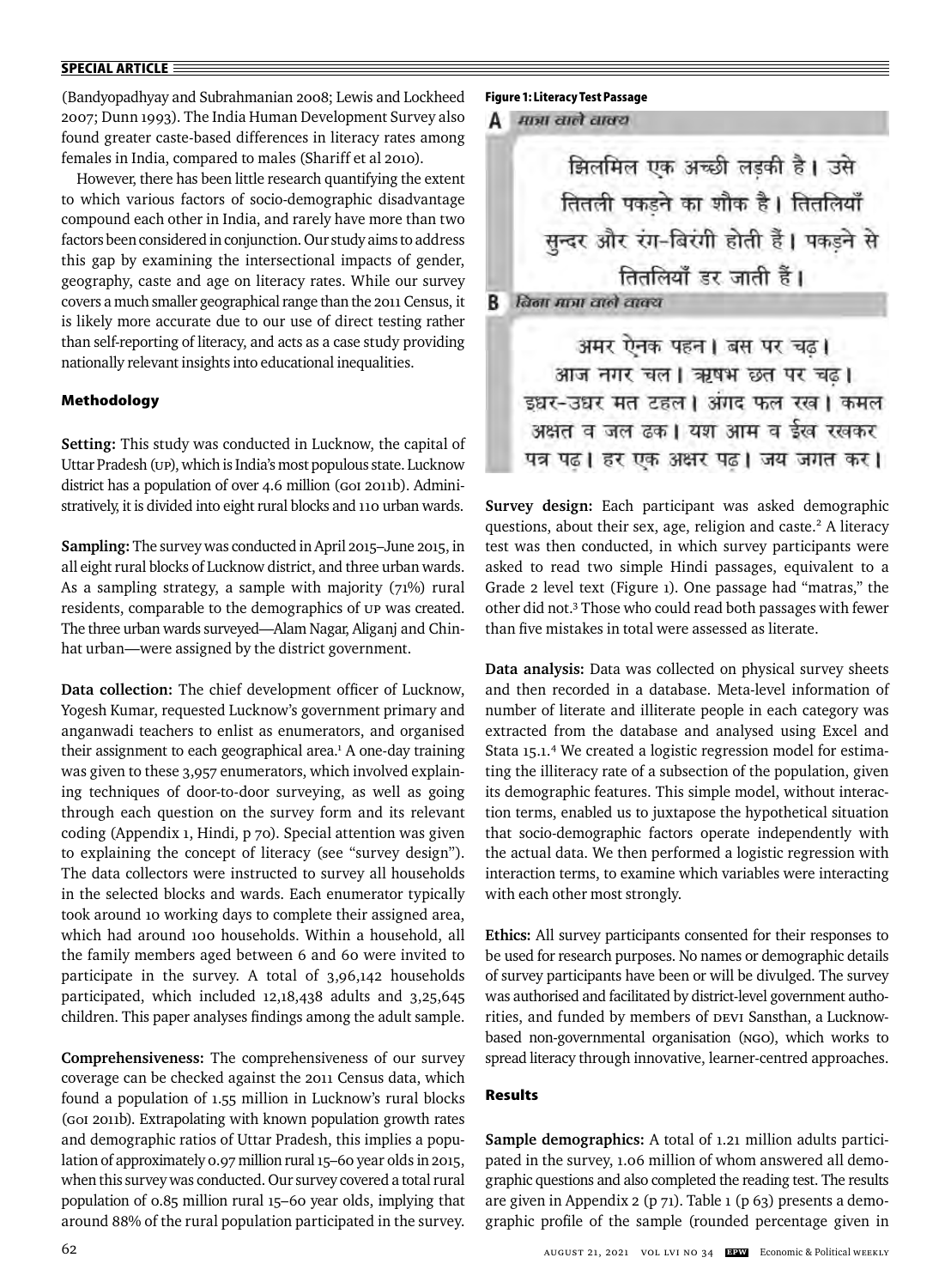(Bandyopadhyay and Subrahmanian 2008; Lewis and Lockheed 2007; Dunn 1993). The India Human Development Survey also found greater caste-based differences in literacy rates among females in India, compared to males (Shariff et al 2010).

However, there has been little research quantifying the extent to which various factors of socio-demographic disadvantage compound each other in India, and rarely have more than two factors been considered in conjunction. Our study aims to address this gap by examining the intersectional impacts of gender, geography, caste and age on literacy rates. While our survey covers a much smaller geographical range than the 2011 Census, it is likely more accurate due to our use of direct testing rather than self-reporting of literacy, and acts as a case study providing nationally relevant insights into educational inequalities.

## Methodology

**Setting:** This study was conducted in Lucknow, the capital of Uttar Pradesh (UP), which is India's most populous state. Lucknow district has a population of over 4.6 million (GoI 2011b). Administratively, it is divided into eight rural blocks and 110 urban wards.

**Sampling:** The survey was conducted in April 2015–June 2015, in all eight rural blocks of Lucknow district, and three urban wards. As a sampling strategy, a sample with majority (71%) rural residents, comparable to the demographics of UP was created. The three urban wards surveyed—Alam Nagar, Aliganj and Chinhat urban—were assigned by the district government.

**Data collection:** The chief development officer of Lucknow, Yogesh Kumar, requested Lucknow's government primary and anganwadi teachers to enlist as enumerators, and organised their assignment to each geographical area.[1] A one-day training was given to these 3,957 enumerators, which involved explaining techniques of door-to-door surveying, as well as going through each question on the survey form and its relevant coding (Appendix 1, Hindi, p 70). Special attention was given to explaining the concept of literacy (see "survey design"). The data collectors were instructed to survey all households in the selected blocks and wards. Each enumerator typically took around 10 working days to complete their assigned area, which had around 100 households. Within a household, all the family members aged between 6 and 60 were invited to participate in the survey. A total of 3,96,142 households participated, which included 12,18,438 adults and 3,25,645 children. This paper analyses findings among the adult sample.

**Comprehensiveness:** The comprehensiveness of our survey coverage can be checked against the 2011 Census data, which found a population of 1.55 million in Lucknow's rural blocks (GoI 2011b). Extrapolating with known population growth rates and demographic ratios of Uttar Pradesh, this implies a population of approximately 0.97 million rural 15–60 year olds in 2015, when this survey was conducted. Our survey covered a total rural population of 0.85 million rural 15–60 year olds, implying that around 88% of the rural population participated in the survey.

**Figure 1: Literacy Test Passage**

**A** मात्रा वाले वाक्य

झिलमिल एक अच्छी लड़की है। उसे तितली पकड़ने का शौक है। तितलियाँ सुन्दर और रंग-बिरंगी होती हैं। पकड़ने से तितलियाँ डर जाती हैं।

**B** बिना मात्रा वाले वाक्य

अमर ऐनक पहन। बस पर चढ़। आज नगर चल। ऋषभ छत पर चढ़। इधर-उधर मत टहल। अंगद फल रख। कमल अक्षत व जल ढक। यश आम व ईख रखकर पत्र पढ़। हर एक अक्षर पढ़। जय जगत कर।

**Survey design:** Each participant was asked demographic questions, about their sex, age, religion and caste.[2] A literacy test was then conducted, in which survey participants were asked to read two simple Hindi passages, equivalent to a Grade 2 level text (Figure 1). One passage had "matras," the other did not.[3] Those who could read both passages with fewer than five mistakes in total were assessed as literate.

**Data analysis:** Data was collected on physical survey sheets and then recorded in a database. Meta-level information of number of literate and illiterate people in each category was extracted from the database and analysed using Excel and Stata 15.1.[4] We created a logistic regression model for estimating the illiteracy rate of a subsection of the population, given its demographic features. This simple model, without interaction terms, enabled us to juxtapose the hypothetical situation that socio-demographic factors operate independently with the actual data. We then performed a logistic regression with interaction terms, to examine which variables were interacting with each other most strongly.

**Ethics:** All survey participants consented for their responses to be used for research purposes. No names or demographic details of survey participants have been or will be divulged. The survey was authorised and facilitated by district-level government authorities, and funded by members of DEVI Sansthan, a Lucknow-based non-governmental organisation (NGO), which works to spread literacy through innovative, learner-centred approaches.

## Results

**Sample demographics:** A total of 1.21 million adults participated in the survey, 1.06 million of whom answered all demographic questions and also completed the reading test. The results are given in Appendix 2 (p 71). Table 1 (p 63) presents a demographic profile of the sample (rounded percentage given in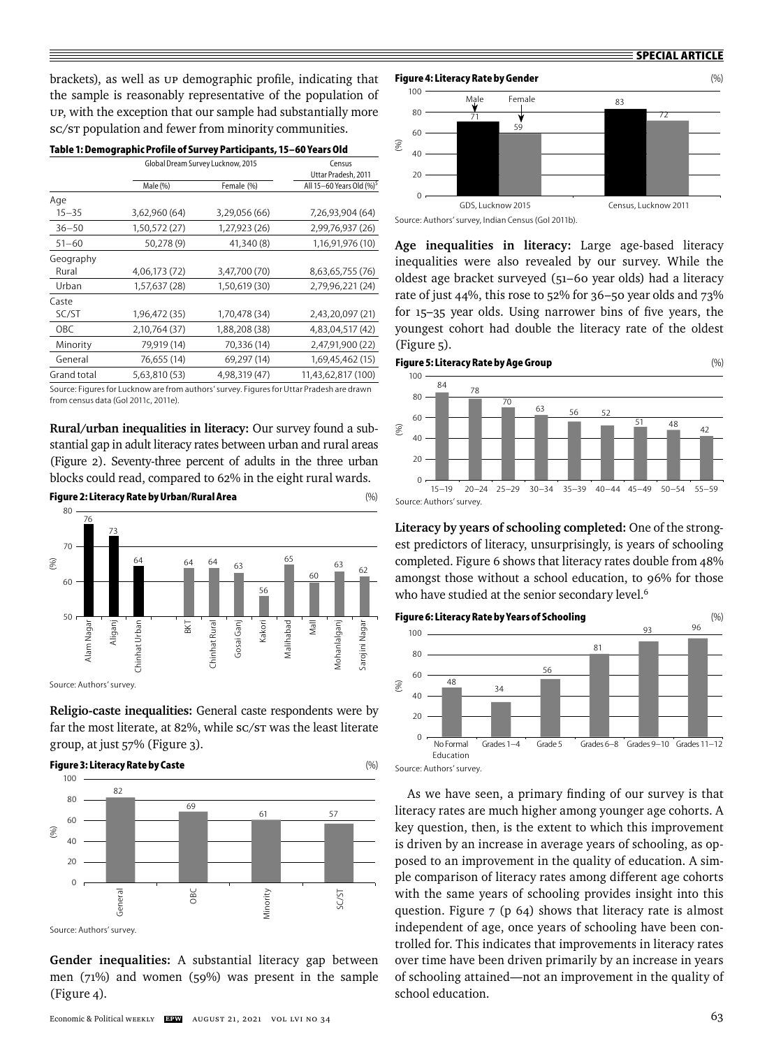brackets), as well as UP demographic profile, indicating that the sample is reasonably representative of the population of UP, with the exception that our sample had substantially more SC/ST population and fewer from minority communities.

**Table 1: Demographic Profile of Survey Participants, 15–60 Years Old**

| | Global Dream Survey Lucknow, 2015 | | Census Uttar Pradesh, 2011 |
|---|---|---|---|
| | Male (%) | Female (%) | All 15–60 Years Old (%)[5] |
| Age | | | |
| 15–35 | 3,62,960 (64) | 3,29,056 (66) | 7,26,93,904 (64) |
| 36–50 | 1,50,572 (27) | 1,27,923 (26) | 2,99,76,937 (26) |
| 51–60 | 50,278 (9) | 41,340 (8) | 1,16,91,976 (10) |
| Geography | | | |
| Rural | 4,06,173 (72) | 3,47,700 (70) | 8,63,65,755 (76) |
| Urban | 1,57,637 (28) | 1,50,619 (30) | 2,79,96,221 (24) |
| Caste | | | |
| SC/ST | 1,96,472 (35) | 1,70,478 (34) | 2,43,20,097 (21) |
| OBC | 2,10,764 (37) | 1,88,208 (38) | 4,83,04,517 (42) |
| Minority | 79,919 (14) | 70,336 (14) | 2,47,91,900 (22) |
| General | 76,655 (14) | 69,297 (14) | 1,69,45,462 (15) |
| Grand total | 5,63,810 (53) | 4,98,319 (47) | 11,43,62,817 (100) |

Source: Figures for Lucknow are from authors' survey. Figures for Uttar Pradesh are drawn from census data (GoI 2011c, 2011e).

**Rural/urban inequalities in literacy:** Our survey found a substantial gap in adult literacy rates between urban and rural areas (Figure 2). Seventy-three percent of adults in the three urban blocks could read, compared to 62% in the eight rural wards.

**Figure 2: Literacy Rate by Urban/Rural Area** (%)

| Area | Literacy rate (%) |
|---|---|
| Alam Nagar | 76 |
| Aliganj | 73 |
| Chinhat Urban | 64 |
| BKT | 64 |
| Chinhat Rural | 64 |
| Gosai Ganj | 63 |
| Kakori | 56 |
| Malihabad | 65 |
| Mall | 60 |
| Mohanlalganj | 63 |
| Sarojini Nagar | 62 |

Source: Authors' survey.

**Religio-caste inequalities:** General caste respondents were by far the most literate, at 82%, while SC/ST was the least literate group, at just 57% (Figure 3).

**Figure 3: Literacy Rate by Caste** (%)

| Caste | Literacy rate (%) |
|---|---|
| General | 82 |
| OBC | 69 |
| Minority | 61 |
| SC/ST | 57 |

Source: Authors' survey.

**Gender inequalities:** A substantial literacy gap between men (71%) and women (59%) was present in the sample (Figure 4).

**Figure 4: Literacy Rate by Gender** (%)

| | Male | Female |
|---|---|---|
| GDS, Lucknow 2015 | 71 | 59 |
| Census, Lucknow 2011 | 83 | 72 |

Source: Authors' survey, Indian Census (GoI 2011b).

**Age inequalities in literacy:** Large age-based literacy inequalities were also revealed by our survey. While the oldest age bracket surveyed (51–60 year olds) had a literacy rate of just 44%, this rose to 52% for 36–50 year olds and 73% for 15–35 year olds. Using narrower bins of five years, the youngest cohort had double the literacy rate of the oldest (Figure 5).

**Figure 5: Literacy Rate by Age Group** (%)

| Age group | Literacy rate (%) |
|---|---|
| 15–19 | 84 |
| 20–24 | 78 |
| 25–29 | 70 |
| 30–34 | 63 |
| 35–39 | 56 |
| 40–44 | 52 |
| 45–49 | 51 |
| 50–54 | 48 |
| 55–59 | 42 |

Source: Authors' survey.

**Literacy by years of schooling completed:** One of the strongest predictors of literacy, unsurprisingly, is years of schooling completed. Figure 6 shows that literacy rates double from 48% amongst those without a school education, to 96% for those who have studied at the senior secondary level.[6]

**Figure 6: Literacy Rate by Years of Schooling** (%)

| Schooling | Literacy rate (%) |
|---|---|
| No Formal Education | 48 |
| Grades 1–4 | 34 |
| Grade 5 | 56 |
| Grades 6–8 | 81 |
| Grades 9–10 | 93 |
| Grades 11–12 | 96 |

Source: Authors' survey.

As we have seen, a primary finding of our survey is that literacy rates are much higher among younger age cohorts. A key question, then, is the extent to which this improvement is driven by an increase in average years of schooling, as opposed to an improvement in the quality of education. A simple comparison of literacy rates among different age cohorts with the same years of schooling provides insight into this question. Figure 7 (p 64) shows that literacy rate is almost independent of age, once years of schooling have been controlled for. This indicates that improvements in literacy rates over time have been driven primarily by an increase in years of schooling attained—not an improvement in the quality of school education.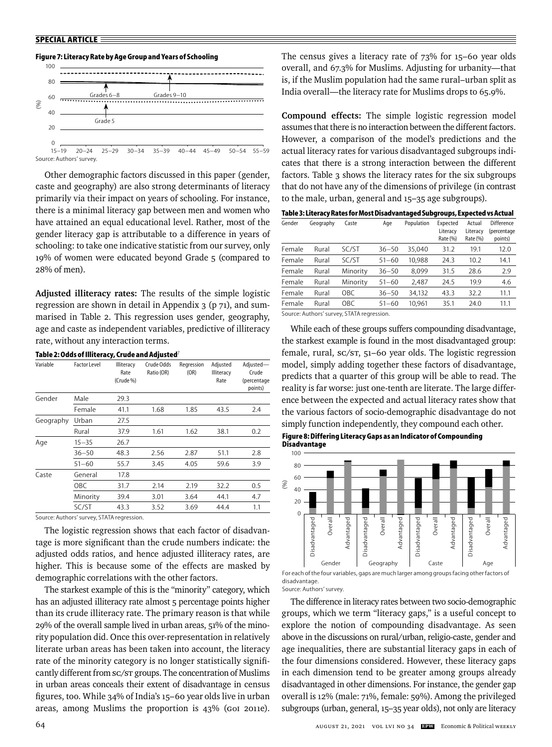**Figure 7: Literacy Rate by Age Group and Years of Schooling**

Source: Authors' survey.

Other demographic factors discussed in this paper (gender, caste and geography) are also strong determinants of literacy primarily via their impact on years of schooling. For instance, there is a minimal literacy gap between men and women who have attained an equal educational level. Rather, most of the gender literacy gap is attributable to a difference in years of schooling: to take one indicative statistic from our survey, only 19% of women were educated beyond Grade 5 (compared to 28% of men).

**Adjusted illiteracy rates:** The results of the simple logistic regression are shown in detail in Appendix 3 (p 71), and summarised in Table 2. This regression uses gender, geography, age and caste as independent variables, predictive of illiteracy rate, without any interaction terms.

**Table 2: Odds of Illiteracy, Crude and Adjusted**[7]

| Variable | Factor Level | Illiteracy Rate (Crude %) | Crude Odds Ratio (OR) | Regression (OR) | Adjusted Illiteracy Rate | Adjusted—Crude (percentage points) |
|---|---|---|---|---|---|---|
| Gender | Male | 29.3 | | | | |
| | Female | 41.1 | 1.68 | 1.85 | 43.5 | 2.4 |
| Geography | Urban | 27.5 | | | | |
| | Rural | 37.9 | 1.61 | 1.62 | 38.1 | 0.2 |
| Age | 15–35 | 26.7 | | | | |
| | 36–50 | 48.3 | 2.56 | 2.87 | 51.1 | 2.8 |
| | 51–60 | 55.7 | 3.45 | 4.05 | 59.6 | 3.9 |
| Caste | General | 17.8 | | | | |
| | OBC | 31.7 | 2.14 | 2.19 | 32.2 | 0.5 |
| | Minority | 39.4 | 3.01 | 3.64 | 44.1 | 4.7 |
| | SC/ST | 43.3 | 3.52 | 3.69 | 44.4 | 1.1 |

Source: Authors' survey, STATA regression.

The logistic regression shows that each factor of disadvantage is more significant than the crude numbers indicate: the adjusted odds ratios, and hence adjusted illiteracy rates, are higher. This is because some of the effects are masked by demographic correlations with the other factors.

The starkest example of this is the "minority" category, which has an adjusted illiteracy rate almost 5 percentage points higher than its crude illiteracy rate. The primary reason is that while 29% of the overall sample lived in urban areas, 51% of the minority population did. Once this over-representation in relatively literate urban areas has been taken into account, the literacy rate of the minority category is no longer statistically significantly different from SC/ST groups. The concentration of Muslims in urban areas conceals their extent of disadvantage in census figures, too. While 34% of India's 15–60 year olds live in urban areas, among Muslims the proportion is 43% (GoI 2011e). The census gives a literacy rate of 73% for 15–60 year olds overall, and 67.3% for Muslims. Adjusting for urbanity—that is, if the Muslim population had the same rural–urban split as India overall—the literacy rate for Muslims drops to 65.9%.

**Compound effects:** The simple logistic regression model assumes that there is no interaction between the different factors. However, a comparison of the model's predictions and the actual literacy rates for various disadvantaged subgroups indicates that there is a strong interaction between the different factors. Table 3 shows the literacy rates for the six subgroups that do not have any of the dimensions of privilege (in contrast to the male, urban, general and 15–35 age subgroups).

**Table 3: Literacy Rates for Most Disadvantaged Subgroups, Expected vs Actual**

| Gender | Geography | Caste | Age | Population | Expected Literacy Rate (%) | Actual Literacy Rate (%) | Difference (percentage points) |
|---|---|---|---|---|---|---|---|
| Female | Rural | SC/ST | 36–50 | 35,040 | 31.2 | 19.1 | 12.0 |
| Female | Rural | SC/ST | 51–60 | 10,988 | 24.3 | 10.2 | 14.1 |
| Female | Rural | Minority | 36–50 | 8,099 | 31.5 | 28.6 | 2.9 |
| Female | Rural | Minority | 51–60 | 2,487 | 24.5 | 19.9 | 4.6 |
| Female | Rural | OBC | 36–50 | 34,132 | 43.3 | 32.2 | 11.1 |
| Female | Rural | OBC | 51–60 | 10,961 | 35.1 | 24.0 | 11.1 |

Source: Authors' survey, STATA regression.

While each of these groups suffers compounding disadvantage, the starkest example is found in the most disadvantaged group: female, rural, SC/ST, 51–60 year olds. The logistic regression model, simply adding together these factors of disadvantage, predicts that a quarter of this group will be able to read. The reality is far worse: just one-tenth are literate. The large difference between the expected and actual literacy rates show that the various factors of socio-demographic disadvantage do not simply function independently, they compound each other.

**Figure 8: Differing Literacy Gaps as an Indicator of Compounding Disadvantage**

For each of the four variables, gaps are much larger among groups facing other factors of disadvantage.

Source: Authors' survey.

The difference in literacy rates between two socio-demographic groups, which we term "literacy gaps," is a useful concept to explore the notion of compounding disadvantage. As seen above in the discussions on rural/urban, religio-caste, gender and age inequalities, there are substantial literacy gaps in each of the four dimensions considered. However, these literacy gaps in each dimension tend to be greater among groups already disadvantaged in other dimensions. For instance, the gender gap overall is 12% (male: 71%, female: 59%). Among the privileged subgroups (urban, general, 15–35 year olds), not only are literacy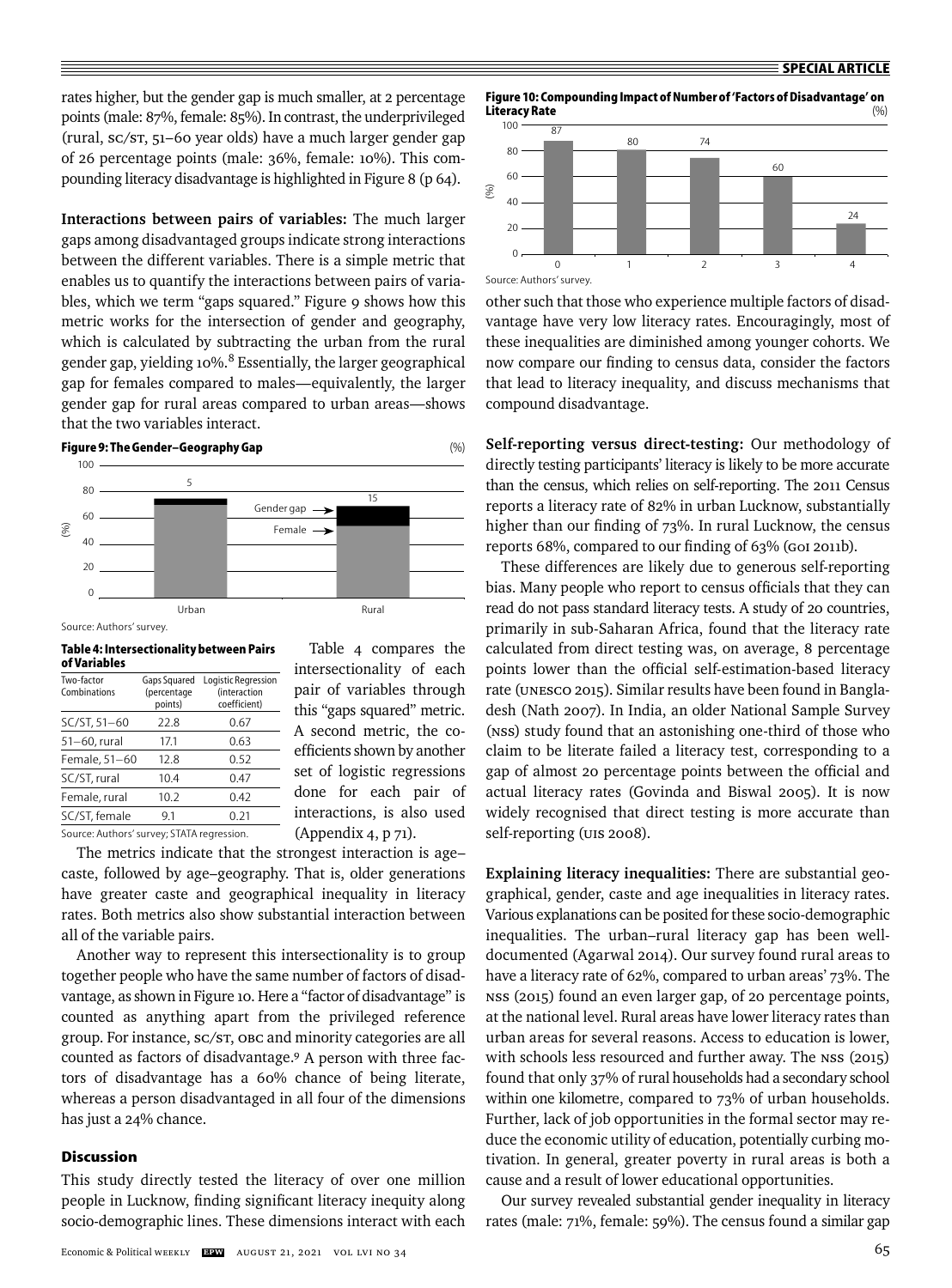rates higher, but the gender gap is much smaller, at 2 percentage points (male: 87%, female: 85%). In contrast, the underprivileged (rural, SC/ST, 51–60 year olds) have a much larger gender gap of 26 percentage points (male: 36%, female: 10%). This compounding literacy disadvantage is highlighted in Figure 8 (p 64).

**Interactions between pairs of variables:** The much larger gaps among disadvantaged groups indicate strong interactions between the different variables. There is a simple metric that enables us to quantify the interactions between pairs of variables, which we term "gaps squared." Figure 9 shows how this metric works for the intersection of gender and geography, which is calculated by subtracting the urban from the rural gender gap, yielding 10%.[8] Essentially, the larger geographical gap for females compared to males—equivalently, the larger gender gap for rural areas compared to urban areas—shows that the two variables interact.

**Figure 9: The Gender–Geography Gap** (%)

Source: Authors' survey.

**Table 4: Intersectionality between Pairs of Variables**

| Two-factor Combinations | Gaps Squared (percentage points) | Logistic Regression (interaction coefficient) |
|---|---|---|
| SC/ST, 51–60 | 22.8 | 0.67 |
| 51–60, rural | 17.1 | 0.63 |
| Female, 51–60 | 12.8 | 0.52 |
| SC/ST, rural | 10.4 | 0.47 |
| Female, rural | 10.2 | 0.42 |
| SC/ST, female | 9.1 | 0.21 |

Source: Authors' survey; STATA regression.

Table 4 compares the intersectionality of each pair of variables through this "gaps squared" metric. A second metric, the coefficients shown by another set of logistic regressions done for each pair of interactions, is also used (Appendix 4, p 71).

The metrics indicate that the strongest interaction is age–caste, followed by age–geography. That is, older generations have greater caste and geographical inequality in literacy rates. Both metrics also show substantial interaction between all of the variable pairs.

Another way to represent this intersectionality is to group together people who have the same number of factors of disadvantage, as shown in Figure 10. Here a "factor of disadvantage" is counted as anything apart from the privileged reference group. For instance, SC/ST, OBC and minority categories are all counted as factors of disadvantage.[9] A person with three factors of disadvantage has a 60% chance of being literate, whereas a person disadvantaged in all four of the dimensions has just a 24% chance.

## Discussion

This study directly tested the literacy of over one million people in Lucknow, finding significant literacy inequity along socio-demographic lines. These dimensions interact with each other such that those who experience multiple factors of disadvantage have very low literacy rates. Encouragingly, most of these inequalities are diminished among younger cohorts. We now compare our finding to census data, consider the factors that lead to literacy inequality, and discuss mechanisms that compound disadvantage.

**Figure 10: Compounding Impact of Number of 'Factors of Disadvantage' on Literacy Rate** (%)

Source: Authors' survey.

**Self-reporting versus direct-testing:** Our methodology of directly testing participants' literacy is likely to be more accurate than the census, which relies on self-reporting. The 2011 Census reports a literacy rate of 82% in urban Lucknow, substantially higher than our finding of 73%. In rural Lucknow, the census reports 68%, compared to our finding of 63% (GoI 2011b).

These differences are likely due to generous self-reporting bias. Many people who report to census officials that they can read do not pass standard literacy tests. A study of 20 countries, primarily in sub-Saharan Africa, found that the literacy rate calculated from direct testing was, on average, 8 percentage points lower than the official self-estimation-based literacy rate (UNESCO 2015). Similar results have been found in Bangladesh (Nath 2007). In India, an older National Sample Survey (NSS) study found that an astonishing one-third of those who claim to be literate failed a literacy test, corresponding to a gap of almost 20 percentage points between the official and actual literacy rates (Govinda and Biswal 2005). It is now widely recognised that direct testing is more accurate than self-reporting (UIS 2008).

**Explaining literacy inequalities:** There are substantial geographical, gender, caste and age inequalities in literacy rates. Various explanations can be posited for these socio-demographic inequalities. The urban–rural literacy gap has been well-documented (Agarwal 2014). Our survey found rural areas to have a literacy rate of 62%, compared to urban areas' 73%. The NSS (2015) found an even larger gap, of 20 percentage points, at the national level. Rural areas have lower literacy rates than urban areas for several reasons. Access to education is lower, with schools less resourced and further away. The NSS (2015) found that only 37% of rural households had a secondary school within one kilometre, compared to 73% of urban households. Further, lack of job opportunities in the formal sector may reduce the economic utility of education, potentially curbing motivation. In general, greater poverty in rural areas is both a cause and a result of lower educational opportunities.

Our survey revealed substantial gender inequality in literacy rates (male: 71%, female: 59%). The census found a similar gap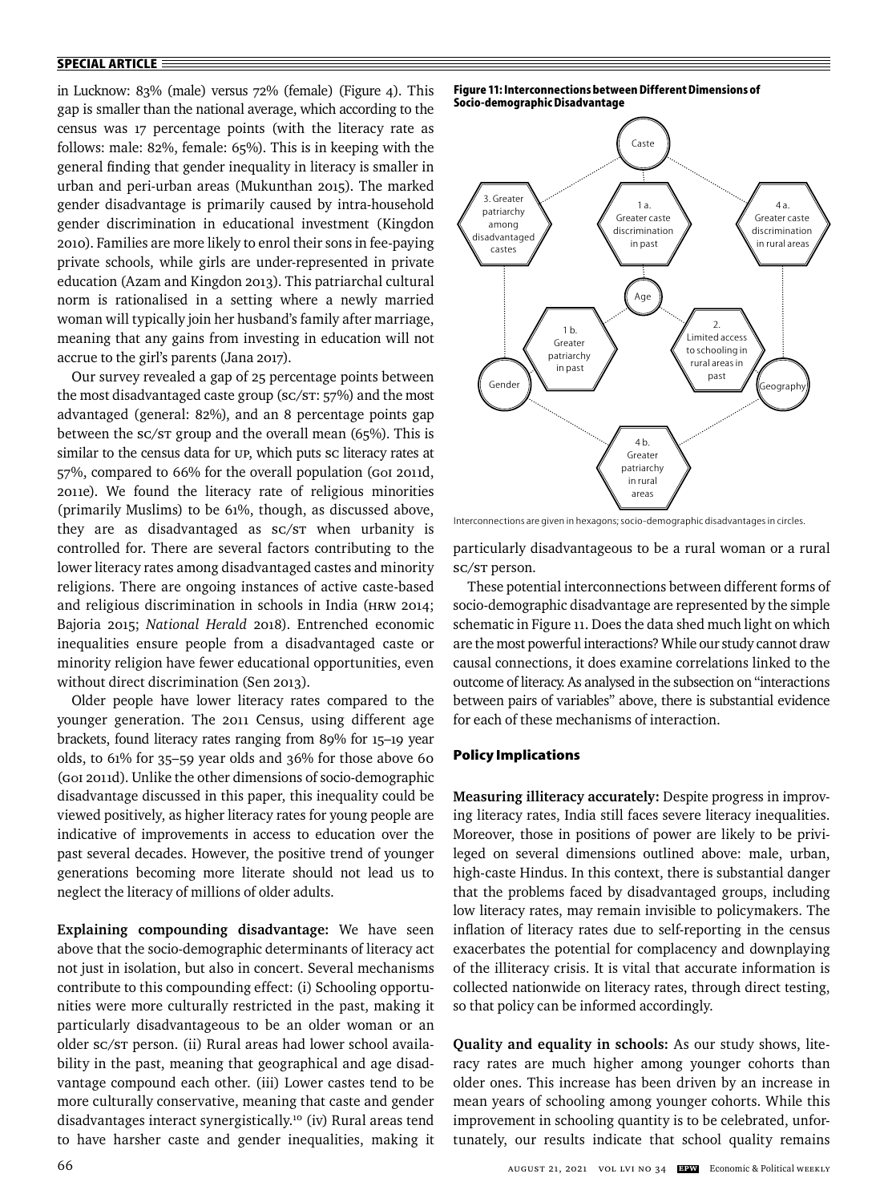in Lucknow: 83% (male) versus 72% (female) (Figure 4). This gap is smaller than the national average, which according to the census was 17 percentage points (with the literacy rate as follows: male: 82%, female: 65%). This is in keeping with the general finding that gender inequality in literacy is smaller in urban and peri-urban areas (Mukunthan 2015). The marked gender disadvantage is primarily caused by intra-household gender discrimination in educational investment (Kingdon 2010). Families are more likely to enrol their sons in fee-paying private schools, while girls are under-represented in private education (Azam and Kingdon 2013). This patriarchal cultural norm is rationalised in a setting where a newly married woman will typically join her husband's family after marriage, meaning that any gains from investing in education will not accrue to the girl's parents (Jana 2017).

Our survey revealed a gap of 25 percentage points between the most disadvantaged caste group (SC/ST: 57%) and the most advantaged (general: 82%), and an 8 percentage points gap between the SC/ST group and the overall mean (65%). This is similar to the census data for UP, which puts SC literacy rates at 57%, compared to 66% for the overall population (GoI 2011d, 2011e). We found the literacy rate of religious minorities (primarily Muslims) to be 61%, though, as discussed above, they are as disadvantaged as SC/ST when urbanity is controlled for. There are several factors contributing to the lower literacy rates among disadvantaged castes and minority religions. There are ongoing instances of active caste-based and religious discrimination in schools in India (HRW 2014; Bajoria 2015; *National Herald* 2018). Entrenched economic inequalities ensure people from a disadvantaged caste or minority religion have fewer educational opportunities, even without direct discrimination (Sen 2013).

Older people have lower literacy rates compared to the younger generation. The 2011 Census, using different age brackets, found literacy rates ranging from 89% for 15–19 year olds, to 61% for 35–59 year olds and 36% for those above 60 (GoI 2011d). Unlike the other dimensions of socio-demographic disadvantage discussed in this paper, this inequality could be viewed positively, as higher literacy rates for young people are indicative of improvements in access to education over the past several decades. However, the positive trend of younger generations becoming more literate should not lead us to neglect the literacy of millions of older adults.

**Explaining compounding disadvantage:** We have seen above that the socio-demographic determinants of literacy act not just in isolation, but also in concert. Several mechanisms contribute to this compounding effect: (i) Schooling opportunities were more culturally restricted in the past, making it particularly disadvantageous to be an older woman or an older SC/ST person. (ii) Rural areas had lower school availability in the past, meaning that geographical and age disadvantage compound each other. (iii) Lower castes tend to be more culturally conservative, meaning that caste and gender disadvantages interact synergistically.[10] (iv) Rural areas tend to have harsher caste and gender inequalities, making it particularly disadvantageous to be a rural woman or a rural SC/ST person.

**Figure 11: Interconnections between Different Dimensions of Socio-demographic Disadvantage**

Caste; Age; Gender; Geography; 1 a. Greater caste discrimination in past; 1 b. Greater patriarchy in past; 2. Limited access to schooling in rural areas in past; 3. Greater patriarchy among disadvantaged castes; 4 a. Greater caste discrimination in rural areas; 4 b. Greater patriarchy in rural areas

Interconnections are given in hexagons; socio-demographic disadvantages in circles.

These potential interconnections between different forms of socio-demographic disadvantage are represented by the simple schematic in Figure 11. Does the data shed much light on which are the most powerful interactions? While our study cannot draw causal connections, it does examine correlations linked to the outcome of literacy. As analysed in the subsection on "interactions between pairs of variables" above, there is substantial evidence for each of these mechanisms of interaction.

## Policy Implications

**Measuring illiteracy accurately:** Despite progress in improving literacy rates, India still faces severe literacy inequalities. Moreover, those in positions of power are likely to be privileged on several dimensions outlined above: male, urban, high-caste Hindus. In this context, there is substantial danger that the problems faced by disadvantaged groups, including low literacy rates, may remain invisible to policymakers. The inflation of literacy rates due to self-reporting in the census exacerbates the potential for complacency and downplaying of the illiteracy crisis. It is vital that accurate information is collected nationwide on literacy rates, through direct testing, so that policy can be informed accordingly.

**Quality and equality in schools:** As our study shows, literacy rates are much higher among younger cohorts than older ones. This increase has been driven by an increase in mean years of schooling among younger cohorts. While this improvement in schooling quantity is to be celebrated, unfortunately, our results indicate that school quality remains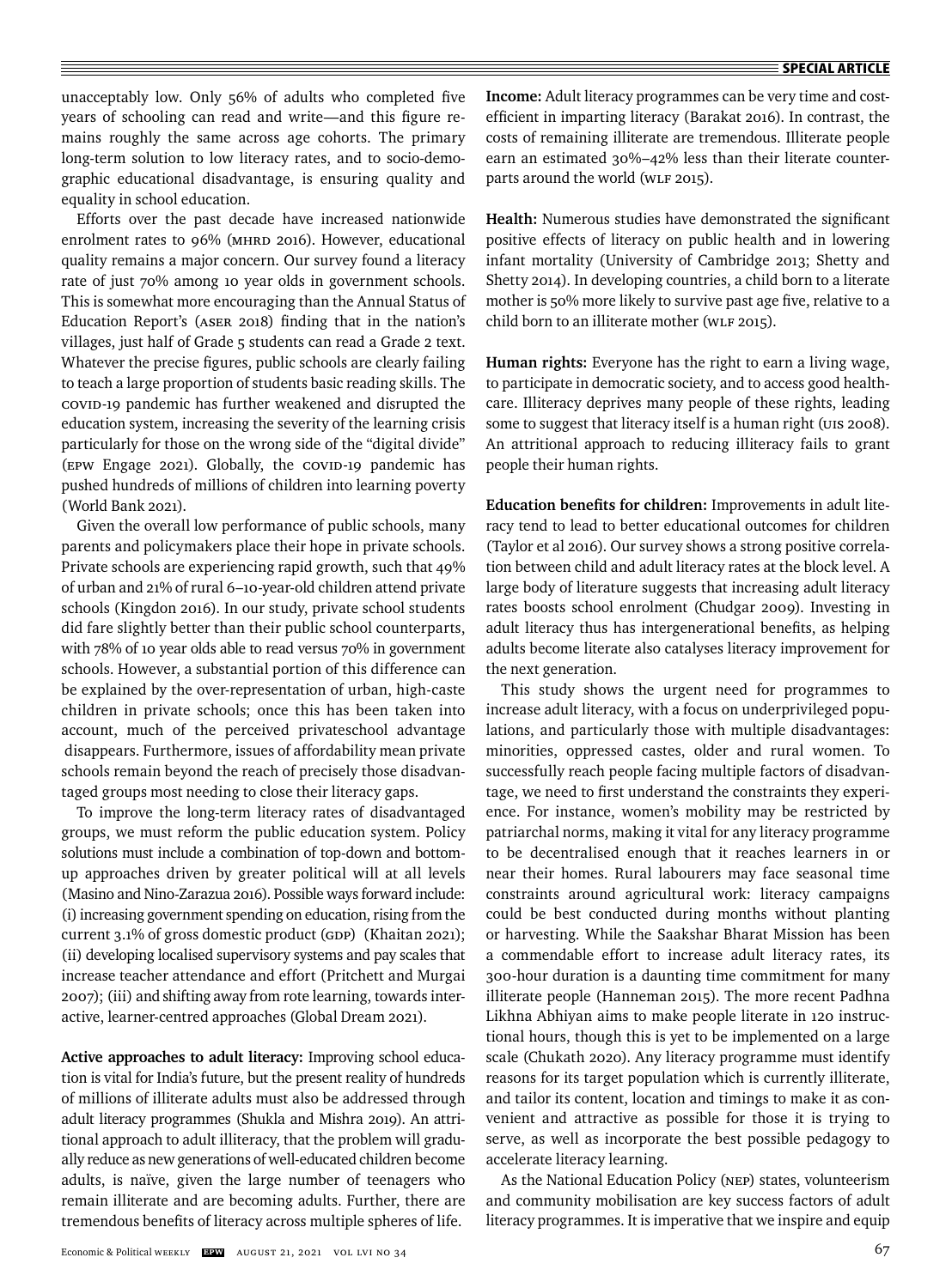unacceptably low. Only 56% of adults who completed five years of schooling can read and write—and this figure remains roughly the same across age cohorts. The primary long-term solution to low literacy rates, and to socio-demographic educational disadvantage, is ensuring quality and equality in school education.

Efforts over the past decade have increased nationwide enrolment rates to 96% (MHRD 2016). However, educational quality remains a major concern. Our survey found a literacy rate of just 70% among 10 year olds in government schools. This is somewhat more encouraging than the Annual Status of Education Report's (ASER 2018) finding that in the nation's villages, just half of Grade 5 students can read a Grade 2 text. Whatever the precise figures, public schools are clearly failing to teach a large proportion of students basic reading skills. The COVID-19 pandemic has further weakened and disrupted the education system, increasing the severity of the learning crisis particularly for those on the wrong side of the "digital divide" (EPW Engage 2021). Globally, the COVID-19 pandemic has pushed hundreds of millions of children into learning poverty (World Bank 2021).

Given the overall low performance of public schools, many parents and policymakers place their hope in private schools. Private schools are experiencing rapid growth, such that 49% of urban and 21% of rural 6–10-year-old children attend private schools (Kingdon 2016). In our study, private school students did fare slightly better than their public school counterparts, with 78% of 10 year olds able to read versus 70% in government schools. However, a substantial portion of this difference can be explained by the over-representation of urban, high-caste children in private schools; once this has been taken into account, much of the perceived privateschool advantage disappears. Furthermore, issues of affordability mean private schools remain beyond the reach of precisely those disadvantaged groups most needing to close their literacy gaps.

To improve the long-term literacy rates of disadvantaged groups, we must reform the public education system. Policy solutions must include a combination of top-down and bottom-up approaches driven by greater political will at all levels (Masino and Nino-Zarazua 2016). Possible ways forward include: (i) increasing government spending on education, rising from the current 3.1% of gross domestic product (GDP) (Khaitan 2021); (ii) developing localised supervisory systems and pay scales that increase teacher attendance and effort (Pritchett and Murgai 2007); (iii) and shifting away from rote learning, towards interactive, learner-centred approaches (Global Dream 2021).

**Active approaches to adult literacy:** Improving school education is vital for India's future, but the present reality of hundreds of millions of illiterate adults must also be addressed through adult literacy programmes (Shukla and Mishra 2019). An attritional approach to adult illiteracy, that the problem will gradually reduce as new generations of well-educated children become adults, is naïve, given the large number of teenagers who remain illiterate and are becoming adults. Further, there are tremendous benefits of literacy across multiple spheres of life.

**Income:** Adult literacy programmes can be very time and cost-efficient in imparting literacy (Barakat 2016). In contrast, the costs of remaining illiterate are tremendous. Illiterate people earn an estimated 30%–42% less than their literate counterparts around the world (WLF 2015).

**Health:** Numerous studies have demonstrated the significant positive effects of literacy on public health and in lowering infant mortality (University of Cambridge 2013; Shetty and Shetty 2014). In developing countries, a child born to a literate mother is 50% more likely to survive past age five, relative to a child born to an illiterate mother (WLF 2015).

**Human rights:** Everyone has the right to earn a living wage, to participate in democratic society, and to access good healthcare. Illiteracy deprives many people of these rights, leading some to suggest that literacy itself is a human right (UIS 2008). An attritional approach to reducing illiteracy fails to grant people their human rights.

**Education benefits for children:** Improvements in adult literacy tend to lead to better educational outcomes for children (Taylor et al 2016). Our survey shows a strong positive correlation between child and adult literacy rates at the block level. A large body of literature suggests that increasing adult literacy rates boosts school enrolment (Chudgar 2009). Investing in adult literacy thus has intergenerational benefits, as helping adults become literate also catalyses literacy improvement for the next generation.

This study shows the urgent need for programmes to increase adult literacy, with a focus on underprivileged populations, and particularly those with multiple disadvantages: minorities, oppressed castes, older and rural women. To successfully reach people facing multiple factors of disadvantage, we need to first understand the constraints they experience. For instance, women's mobility may be restricted by patriarchal norms, making it vital for any literacy programme to be decentralised enough that it reaches learners in or near their homes. Rural labourers may face seasonal time constraints around agricultural work: literacy campaigns could be best conducted during months without planting or harvesting. While the Saakshar Bharat Mission has been a commendable effort to increase adult literacy rates, its 300-hour duration is a daunting time commitment for many illiterate people (Hanneman 2015). The more recent Padhna Likhna Abhiyan aims to make people literate in 120 instructional hours, though this is yet to be implemented on a large scale (Chukath 2020). Any literacy programme must identify reasons for its target population which is currently illiterate, and tailor its content, location and timings to make it as convenient and attractive as possible for those it is trying to serve, as well as incorporate the best possible pedagogy to accelerate literacy learning.

As the National Education Policy (NEP) states, volunteerism and community mobilisation are key success factors of adult literacy programmes. It is imperative that we inspire and equip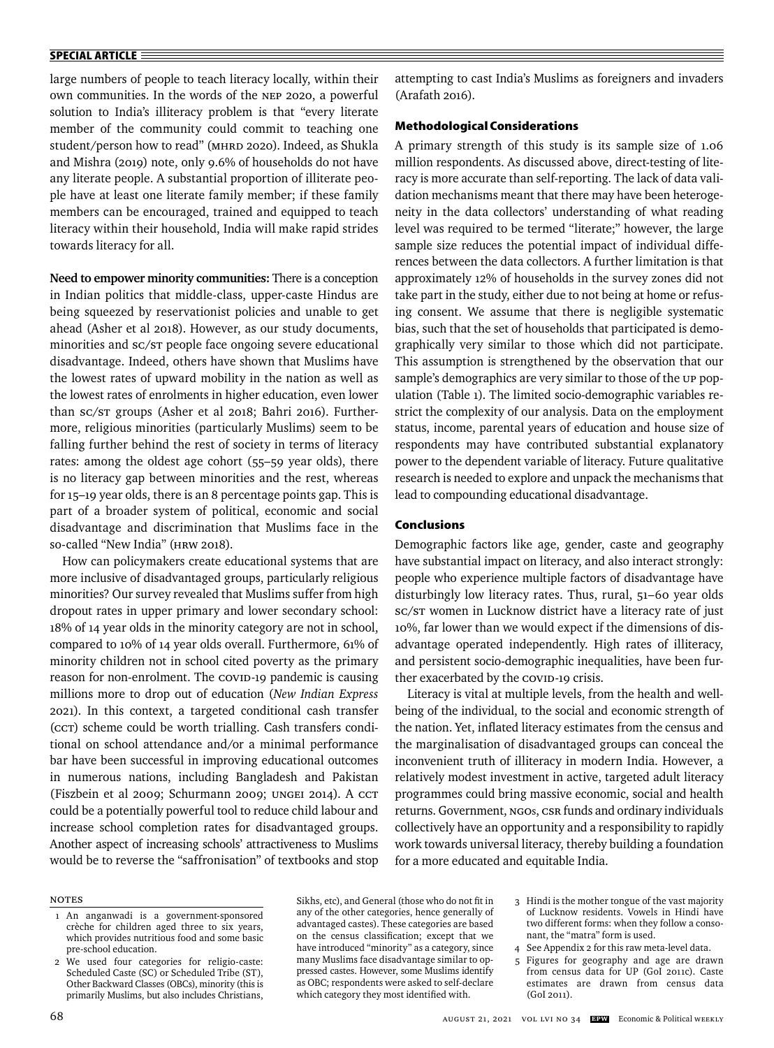large numbers of people to teach literacy locally, within their own communities. In the words of the NEP 2020, a powerful solution to India's illiteracy problem is that "every literate member of the community could commit to teaching one student/person how to read" (MHRD 2020). Indeed, as Shukla and Mishra (2019) note, only 9.6% of households do not have any literate people. A substantial proportion of illiterate people have at least one literate family member; if these family members can be encouraged, trained and equipped to teach literacy within their household, India will make rapid strides towards literacy for all.

**Need to empower minority communities:** There is a conception in Indian politics that middle-class, upper-caste Hindus are being squeezed by reservationist policies and unable to get ahead (Asher et al 2018). However, as our study documents, minorities and SC/ST people face ongoing severe educational disadvantage. Indeed, others have shown that Muslims have the lowest rates of upward mobility in the nation as well as the lowest rates of enrolments in higher education, even lower than SC/ST groups (Asher et al 2018; Bahri 2016). Furthermore, religious minorities (particularly Muslims) seem to be falling further behind the rest of society in terms of literacy rates: among the oldest age cohort (55–59 year olds), there is no literacy gap between minorities and the rest, whereas for 15–19 year olds, there is an 8 percentage points gap. This is part of a broader system of political, economic and social disadvantage and discrimination that Muslims face in the so-called "New India" (HRW 2018).

How can policymakers create educational systems that are more inclusive of disadvantaged groups, particularly religious minorities? Our survey revealed that Muslims suffer from high dropout rates in upper primary and lower secondary school: 18% of 14 year olds in the minority category are not in school, compared to 10% of 14 year olds overall. Furthermore, 61% of minority children not in school cited poverty as the primary reason for non-enrolment. The COVID-19 pandemic is causing millions more to drop out of education (*New Indian Express* 2021). In this context, a targeted conditional cash transfer (CCT) scheme could be worth trialling. Cash transfers conditional on school attendance and/or a minimal performance bar have been successful in improving educational outcomes in numerous nations, including Bangladesh and Pakistan (Fiszbein et al 2009; Schurmann 2009; UNGEI 2014). A CCT could be a potentially powerful tool to reduce child labour and increase school completion rates for disadvantaged groups. Another aspect of increasing schools' attractiveness to Muslims would be to reverse the "saffronisation" of textbooks and stop attempting to cast India's Muslims as foreigners and invaders (Arafath 2016).

## Methodological Considerations

A primary strength of this study is its sample size of 1.06 million respondents. As discussed above, direct-testing of literacy is more accurate than self-reporting. The lack of data validation mechanisms meant that there may have been heterogeneity in the data collectors' understanding of what reading level was required to be termed "literate;" however, the large sample size reduces the potential impact of individual differences between the data collectors. A further limitation is that approximately 12% of households in the survey zones did not take part in the study, either due to not being at home or refusing consent. We assume that there is negligible systematic bias, such that the set of households that participated is demographically very similar to those which did not participate. This assumption is strengthened by the observation that our sample's demographics are very similar to those of the UP population (Table 1). The limited socio-demographic variables restrict the complexity of our analysis. Data on the employment status, income, parental years of education and house size of respondents may have contributed substantial explanatory power to the dependent variable of literacy. Future qualitative research is needed to explore and unpack the mechanisms that lead to compounding educational disadvantage.

## Conclusions

Demographic factors like age, gender, caste and geography have substantial impact on literacy, and also interact strongly: people who experience multiple factors of disadvantage have disturbingly low literacy rates. Thus, rural, 51–60 year olds SC/ST women in Lucknow district have a literacy rate of just 10%, far lower than we would expect if the dimensions of disadvantage operated independently. High rates of illiteracy, and persistent socio-demographic inequalities, have been further exacerbated by the COVID-19 crisis.

Literacy is vital at multiple levels, from the health and wellbeing of the individual, to the social and economic strength of the nation. Yet, inflated literacy estimates from the census and the marginalisation of disadvantaged groups can conceal the inconvenient truth of illiteracy in modern India. However, a relatively modest investment in active, targeted adult literacy programmes could bring massive economic, social and health returns. Government, NGOs, CSR funds and ordinary individuals collectively have an opportunity and a responsibility to rapidly work towards universal literacy, thereby building a foundation for a more educated and equitable India.

### Notes

1 An anganwadi is a government-sponsored crèche for children aged three to six years, which provides nutritious food and some basic pre-school education.

2 We used four categories for religio-caste: Scheduled Caste (SC) or Scheduled Tribe (ST), Other Backward Classes (OBCs), minority (this is primarily Muslims, but also includes Christians, Sikhs, etc), and General (those who do not fit in any of the other categories, hence generally of advantaged castes). These categories are based on the census classification; except that we have introduced "minority" as a category, since many Muslims face disadvantage similar to oppressed castes. However, some Muslims identify as OBC; respondents were asked to self-declare which category they most identified with.

3 Hindi is the mother tongue of the vast majority of Lucknow residents. Vowels in Hindi have two different forms: when they follow a consonant, the "matra" form is used.

4 See Appendix 2 for this raw meta-level data.

5 Figures for geography and age are drawn from census data for UP (GoI 2011c). Caste estimates are drawn from census data (GoI 2011).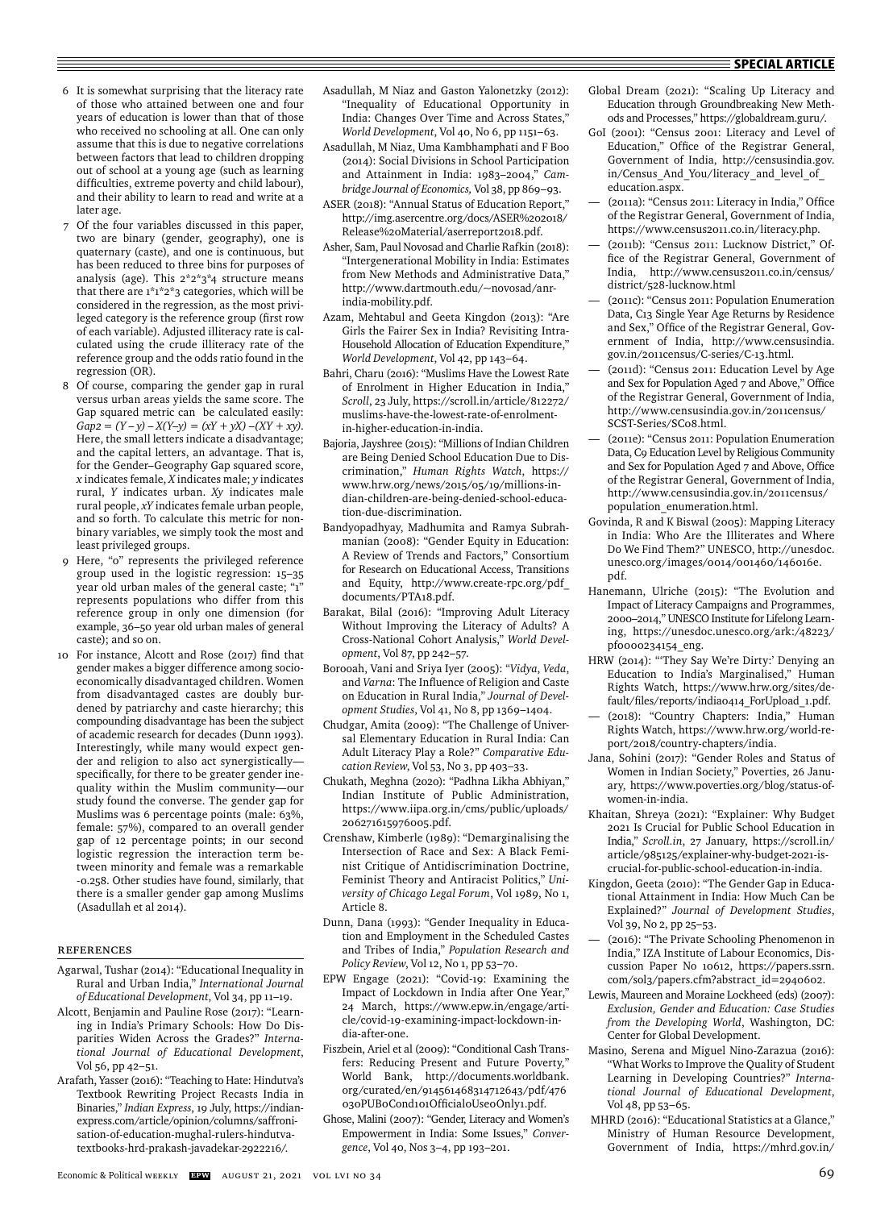6 It is somewhat surprising that the literacy rate of those who attained between one and four years of education is lower than that of those who received no schooling at all. One can only assume that this is due to negative correlations between factors that lead to children dropping out of school at a young age (such as learning difficulties, extreme poverty and child labour), and their ability to learn to read and write at a later age.

7 Of the four variables discussed in this paper, two are binary (gender, geography), one is quaternary (caste), and one is continuous, but has been reduced to three bins for purposes of analysis (age). This 2*2*3*4 structure means that there are 1*1*2*3 categories, which will be considered in the regression, as the most privileged category is the reference group (first row of each variable). Adjusted illiteracy rate is calculated using the crude illiteracy rate of the reference group and the odds ratio found in the regression (OR).

8 Of course, comparing the gender gap in rural versus urban areas yields the same score. The Gap squared metric can be calculated easily: $Gap2 = (Y - y) - X(Y-y) = (xY + yX) - (XY + xy)$. Here, the small letters indicate a disadvantage; and the capital letters, an advantage. That is, for the Gender–Geography Gap squared score, $x$ indicates female, $X$ indicates male; $y$ indicates rural, $Y$ indicates urban. $Xy$ indicates male rural people, $xY$ indicates female urban people, and so forth. To calculate this metric for non-binary variables, we simply took the most and least privileged groups.

9 Here, "0" represents the privileged reference group used in the logistic regression: 15–35 year old urban males of the general caste; "1" represents populations who differ from this reference group in only one dimension (for example, 36–50 year old urban males of general caste); and so on.

10 For instance, Alcott and Rose (2017) find that gender makes a bigger difference among socio-economically disadvantaged children. Women from disadvantaged castes are doubly burdened by patriarchy and caste hierarchy; this compounding disadvantage has been the subject of academic research for decades (Dunn 1993). Interestingly, while many would expect gender and religion to also act synergistically—specifically, for there to be greater gender inequality within the Muslim community—our study found the converse. The gender gap for Muslims was 6 percentage points (male: 63%, female: 57%), compared to an overall gender gap of 12 percentage points; in our second logistic regression the interaction term between minority and female was a remarkable -0.258. Other studies have found, similarly, that there is a smaller gender gap among Muslims (Asadullah et al 2014).

## References

Agarwal, Tushar (2014): "Educational Inequality in Rural and Urban India," *International Journal of Educational Development*, Vol 34, pp 11–19.

Alcott, Benjamin and Pauline Rose (2017): "Learning in India's Primary Schools: How Do Disparities Widen Across the Grades?" *International Journal of Educational Development*, Vol 56, pp 42–51.

Arafath, Yasser (2016): "Teaching to Hate: Hindutva's Textbook Rewriting Project Recasts India in Binaries," *Indian Express*, 19 July, https://indianexpress.com/article/opinion/columns/saffronisation-of-education-mughal-rulers-hindutva-textbooks-hrd-prakash-javadekar-2922216/.

Asadullah, M Niaz and Gaston Yalonetzky (2012): "Inequality of Educational Opportunity in India: Changes Over Time and Across States," *World Development*, Vol 40, No 6, pp 1151–63.

Asadullah, M Niaz, Uma Kambhamphati and F Boo (2014): Social Divisions in School Participation and Attainment in India: 1983–2004," *Cambridge Journal of Economics,* Vol 38, pp 869–93.

ASER (2018): "Annual Status of Education Report," http://img.asercentre.org/docs/ASER%202018/Release%20Material/aserreport2018.pdf.

Asher, Sam, Paul Novosad and Charlie Rafkin (2018): "Intergenerational Mobility in India: Estimates from New Methods and Administrative Data," http://www.dartmouth.edu/~novosad/anr-india-mobility.pdf.

Azam, Mehtabul and Geeta Kingdon (2013): "Are Girls the Fairer Sex in India? Revisiting Intra-Household Allocation of Education Expenditure," *World Development*, Vol 42, pp 143–64.

Bahri, Charu (2016): "Muslims Have the Lowest Rate of Enrolment in Higher Education in India," *Scroll*, 23 July, https://scroll.in/article/812272/muslims-have-the-lowest-rate-of-enrolment-in-higher-education-in-india.

Bajoria, Jayshree (2015): "Millions of Indian Children are Being Denied School Education Due to Discrimination," *Human Rights Watch*, https://www.hrw.org/news/2015/05/19/millions-indian-children-are-being-denied-school-education-due-discrimination.

Bandyopadhyay, Madhumita and Ramya Subrahmanian (2008): "Gender Equity in Education: A Review of Trends and Factors," Consortium for Research on Educational Access, Transitions and Equity, http://www.create-rpc.org/pdf_documents/PTA18.pdf.

Barakat, Bilal (2016): "Improving Adult Literacy Without Improving the Literacy of Adults? A Cross-National Cohort Analysis," *World Development*, Vol 87, pp 242–57.

Borooah, Vani and Sriya Iyer (2005): "*Vidya*, *Veda*, and *Varna*: The Influence of Religion and Caste on Education in Rural India," *Journal of Development Studies*, Vol 41, No 8, pp 1369–1404.

Chudgar, Amita (2009): "The Challenge of Universal Elementary Education in Rural India: Can Adult Literacy Play a Role?" *Comparative Education Review,* Vol 53, No 3, pp 403–33.

Chukath, Meghna (2020): "Padhna Likha Abhiyan," Indian Institute of Public Administration, https://www.iipa.org.in/cms/public/uploads/206271615976005.pdf.

Crenshaw, Kimberle (1989): "Demarginalising the Intersection of Race and Sex: A Black Feminist Critique of Antidiscrimination Doctrine, Feminist Theory and Antiracist Politics," *University of Chicago Legal Forum*, Vol 1989, No 1, Article 8.

Dunn, Dana (1993): "Gender Inequality in Education and Employment in the Scheduled Castes and Tribes of India," *Population Research and Policy Review,* Vol 12, No 1, pp 53–70.

EPW Engage (2021): "Covid-19: Examining the Impact of Lockdown in India after One Year," 24 March, https://www.epw.in/engage/article/covid-19-examining-impact-lockdown-india-after-one.

Fiszbein, Ariel et al (2009): "Conditional Cash Transfers: Reducing Present and Future Poverty," World Bank, http://documents.worldbank.org/curated/en/914561468314712643/pdf/476030PUB0Cond101Official0Use0Only1.pdf.

Ghose, Malini (2007): "Gender, Literacy and Women's Empowerment in India: Some Issues," *Convergence*, Vol 40, Nos 3–4, pp 193–201.

Global Dream (2021): "Scaling Up Literacy and Education through Groundbreaking New Methods and Processes," https://globaldream.guru/.

GoI (2001): "Census 2001: Literacy and Level of Education," Office of the Registrar General, Government of India, http://censusindia.gov.in/Census_And_You/literacy_and_level_of_education.aspx.

— (2011a): "Census 2011: Literacy in India," Office of the Registrar General, Government of India, https://www.census2011.co.in/literacy.php.

— (2011b): "Census 2011: Lucknow District," Office of the Registrar General, Government of India, http://www.census2011.co.in/census/district/528-lucknow.html

— (2011c): "Census 2011: Population Enumeration Data, C13 Single Year Age Returns by Residence and Sex," Office of the Registrar General, Government of India, http://www.censusindia.gov.in/2011census/C-series/C-13.html.

— (2011d): "Census 2011: Education Level by Age and Sex for Population Aged 7 and Above," Office of the Registrar General, Government of India, http://www.censusindia.gov.in/2011census/SCST-Series/SC08.html.

— (2011e): "Census 2011: Population Enumeration Data, C9 Education Level by Religious Community and Sex for Population Aged 7 and Above, Office of the Registrar General, Government of India, http://www.censusindia.gov.in/2011census/population_enumeration.html.

Govinda, R and K Biswal (2005): Mapping Literacy in India: Who Are the Illiterates and Where Do We Find Them?" UNESCO, http://unesdoc.unesco.org/images/0014/001460/146016e.pdf.

Hanemann, Ulriche (2015): "The Evolution and Impact of Literacy Campaigns and Programmes, 2000–2014," UNESCO Institute for Lifelong Learning, https://unesdoc.unesco.org/ark:/48223/pf0000234154_eng.

HRW (2014): "'They Say We're Dirty:' Denying an Education to India's Marginalised," Human Rights Watch, https://www.hrw.org/sites/default/files/reports/india0414_ForUpload_1.pdf.

— (2018): "Country Chapters: India," Human Rights Watch, https://www.hrw.org/world-report/2018/country-chapters/india.

Jana, Sohini (2017): "Gender Roles and Status of Women in Indian Society," Poverties, 26 January, https://www.poverties.org/blog/status-of-women-in-india.

Khaitan, Shreya (2021): "Explainer: Why Budget 2021 Is Crucial for Public School Education in India," *Scroll.in*, 27 January, https://scroll.in/article/985125/explainer-why-budget-2021-is-crucial-for-public-school-education-in-india.

Kingdon, Geeta (2010): "The Gender Gap in Educational Attainment in India: How Much Can be Explained?" *Journal of Development Studies*, Vol 39, No 2, pp 25–53.

— (2016): "The Private Schooling Phenomenon in India," IZA Institute of Labour Economics, Discussion Paper No 10612, https://papers.ssrn.com/sol3/papers.cfm?abstract_id=2940602.

Lewis, Maureen and Moraine Lockheed (eds) (2007): *Exclusion, Gender and Education: Case Studies from the Developing World*, Washington, DC: Center for Global Development.

Masino, Serena and Miguel Nino-Zarazua (2016): "What Works to Improve the Quality of Student Learning in Developing Countries?" *International Journal of Educational Development*, Vol 48, pp 53–65.

MHRD (2016): "Educational Statistics at a Glance," Ministry of Human Resource Development, Government of India, https://mhrd.gov.in/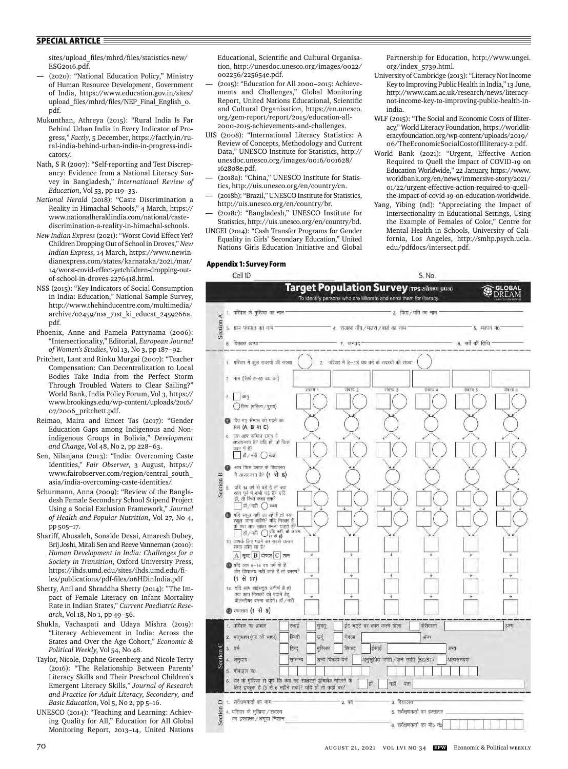sites/upload_files/mhrd/files/statistics-new/ESG2016.pdf.

— (2020): "National Education Policy," Ministry of Human Resource Development, Government of India, https://www.education.gov.in/sites/upload_files/mhrd/files/NEP_Final_English_0.pdf.

Mukunthan, Athreya (2015): "Rural India Is Far Behind Urban India in Every Indicator of Progress," *Factly*, 5 December, https://factly.in/rural-india-behind-urban-india-in-progress-indicators/.

Nath, S R (2007): "Self-reporting and Test Discrepancy: Evidence from a National Literacy Survey in Bangladesh," *International Review of Education*, Vol 53, pp 119–33.

*National Herald* (2018): "Caste Discrimination a Reality in Himachal Schools," 4 March, https://www.nationalheraldindia.com/national/caste-discrimination-a-reality-in-himachal-schools.

*New Indian Express* (2021): "Worst Covid Effect Yet? Children Dropping Out of School in Droves," *New Indian Express*, 14 March, https://www.newindianexpress.com/states/karnataka/2021/mar/14/worst-covid-effect-yetchildren-dropping-out-of-school-in-droves-2276418.html.

NSS (2015): "Key Indicators of Social Consumption in India: Education," National Sample Survey, http://www.thehinducentre.com/multimedia/archive/02459/nss_71st_ki_educat_2459266a.pdf.

Phoenix, Anne and Pamela Pattynama (2006): "Intersectionality," Editorial, *European Journal of Women's Studies*, Vol 13, No 3, pp 187–92.

Pritchett, Lant and Rinku Murgai (2007): "Teacher Compensation: Can Decentralization to Local Bodies Take India from the Perfect Storm Through Troubled Waters to Clear Sailing?" World Bank, India Policy Forum, Vol 3, https://www.brookings.edu/wp-content/uploads/2016/07/2006_pritchett.pdf.

Reimao, Maira and Emcet Tas (2017): "Gender Education Gaps among Indigenous and Non-indigenous Groups in Bolivia," *Development and Change*, Vol 48, No 2, pp 228–63.

Sen, Nilanjana (2013): "India: Overcoming Caste Identities," *Fair Observer*, 3 August, https://www.fairobserver.com/region/central_south_asia/india-overcoming-caste-identities/.

Schurmann, Anna (2009): "Review of the Bangladesh Female Secondary School Stipend Project Using a Social Exclusion Framework," *Journal of Health and Popular Nutrition*, Vol 27, No 4, pp 505–17.

Shariff, Abusaleh, Sonalde Desai, Amaresh Dubey, Brij Joshi, Mitali Sen and Reeve Vanneman (2010): *Human Development in India: Challenges for a Society in Transition*, Oxford University Press, https://ihds.umd.edu/sites/ihds.umd.edu/files/publications/pdf-files/06HDinIndia.pdf

Shetty, Anil and Shraddha Shetty (2014): "The Impact of Female Literacy on Infant Mortality Rate in Indian States," *Current Paediatric Research*, Vol 18, No 1, pp 49–56.

Shukla, Vachaspati and Udaya Mishra (2019): "Literacy Achievement in India: Across the States and Over the Age Cohort," *Economic & Political Weekly*, Vol 54, No 48.

Taylor, Nicole, Daphne Greenberg and Nicole Terry (2016): "The Relationship Between Parents' Literacy Skills and Their Preschool Children's Emergent Literacy Skills," *Journal of Research and Practice for Adult Literacy, Secondary, and Basic Education*, Vol 5, No 2, pp 5–16.

UNESCO (2014): "Teaching and Learning: Achieving Quality for All," Education for All Global Monitoring Report, 2013–14, United Nations Educational, Scientific and Cultural Organisation, http://unesdoc.unesco.org/images/0022/002256/225654e.pdf.

— (2015): "Education for All 2000–2015: Achievements and Challenges," Global Monitoring Report, United Nations Educational, Scientific and Cultural Organisation, https://en.unesco.org/gem-report/report/2015/education-all-2000-2015-achievements-and-challenges.

UIS (2008): "International Literacy Statistics: A Review of Concepts, Methodology and Current Data," UNESCO Institute for Statistics, http://unesdoc.unesco.org/images/0016/001628/162808e.pdf.

— (2018a): "China," UNESCO Institute for Statistics, http://uis.unesco.org/en/country/cn.

— (2018b): "Brazil," UNESCO Institute for Statistics, http://uis.unesco.org/en/country/br.

— (2018c): "Bangladesh," UNESCO Institute for Statistics, http://uis.unesco.org/en/country/bd.

UNGEI (2014): "Cash Transfer Programs for Gender Equality in Girls' Secondary Education," United Nations Girls Education Initiative and Global Partnership for Education, http://www.ungei.org/index_5739.html.

University of Cambridge (2013): "Literacy Not Income Key to Improving Public Health in India," 13 June, http://www.cam.ac.uk/research/news/literacy-not-income-key-to-improving-public-health-in-india.

WLF (2015): "The Social and Economic Costs of Illiteracy," World Literacy Foundation, https://worldliteracyfoundation.org/wp-content/uploads/2019/06/TheEconomicSocialCostofIlliteracy-2.pdf.

World Bank (2021): "Urgent, Effective Action Required to Quell the Impact of COVID-19 on Education Worldwide," 22 January, https://www.worldbank.org/en/news/immersive-story/2021/01/22/urgent-effective-action-required-to-quell-the-impact-of-covid-19-on-education-worldwide.

Yang, Yibing (nd): "Appreciating the Impact of Intersectionality in Educational Settings, Using the Example of Females of Color," Centre for Mental Health in Schools, University of California, Los Angeles, http://smhp.psych.ucla.edu/pdfdocs/intersect.pdf.

### Appendix 1: Survey Form

Cell ID    S. No.

**Target Population Survey** (TPS सर्वेक्षण प्रपत्र)    GLOBAL DREAM

To identify persons who are illiterate and enrol them for literacy.

**Section A**

1. परिवार के मुखिया का नाम    2. पिता/पति का नाम
3. ग्राम पंचायत का नाम    4. राजस्व गाँव/मजरा/वार्ड का नाम    5. मकान नं०
6. विकास खण्ड    7. जनपद    8. सर्वे की तिथि

**Section B**

1. परिवार में कुल सदस्यों की संख्या    2. परिवार में (6–60) वय वर्ग के सदस्यों की संख्या
3. नाम (सिर्फ 6–60 वय वर्ग)    सदस्य 1    सदस्य 2    सदस्य 3    सदस्य 4    सदस्य 5    सदस्य 6
4. आयु / लिंग (महिला/पुरुष)
5. दिए गए सैम्पल को पढ़ने का स्तर (A, B या C)
6. क्या आप वर्तमान समय में अध्ययनरत हैं? यदि हाँ, तो किस कक्षा में हैं? हाँ/नहीं कक्षा
7. आप किस प्रकार के विद्यालय में अध्ययनरत हैं? (1 से 6)
8. यदि 14 वर्ष से बड़े हैं तो क्या आप पूर्व में कभी पढ़े हैं? यदि हाँ, तो किस कक्षा तक? हाँ/नहीं कक्षा
9. यदि स्कूल नहीं जा रहे हैं तो क्या स्कूल जाना चाहेंगे? यदि निरक्षर हैं तो क्या आप साक्षर बनना चाहते हैं? हाँ/नहीं यदि नहीं, तो कारण (1 से 8)
10. आपके लिए पढ़ने का सबसे उत्तम समय कौन सा है? A सुबह B दोपहर C शाम
11. यदि आप 6–14 वय वर्ग के हैं और विद्यालय नहीं जाते हैं तो कारण? (1 से 17)
12. यदि आप हाईस्कूल उत्तीर्ण हैं तो क्या आप निरक्षरों को पढ़ाने हेतु वॉलेन्टीयर बनना चाहेंगे। हाँ/नहीं
13. व्यवसाय (1 से 9)

**Section C**

1. परिवार का प्रकार    स्थाई    घुमंतू    ईंट भट्टे पर काम करने वाला    फेरीवाला    अन्य
2. मातृभाषा (घर की भाषा)    हिन्दी    उर्दू    बँगला    अन्य
3. धर्म    हिन्दू    मुस्लिम    सिख    ईसाई    अन्य
4. समुदाय    सामान्य    अन्य पिछड़ा वर्ग    अनुसूचित जाति/जन जाति (SC/ST)    अल्पसंख्यक
5. मोबाइल नं०
6. घर के मुखिया से पूछें कि क्या वह साक्षरता ग्रीष्मकालीन खोलने के लिए इच्छुक है (3 से 6 महीने तक)? यदि हाँ तो कहाँ पर?    हाँ    नहीं    पता

**Section D**

1. सर्वेक्षणकर्ता का नाम    2. पद    3. विद्यालय
4. परिवार के मुखिया/सदस्य का हस्ताक्षर/अंगूठा निशान    5. सर्वेक्षणकर्ता का हस्ताक्षर
6. सर्वेक्षणकर्ता का मो० नं०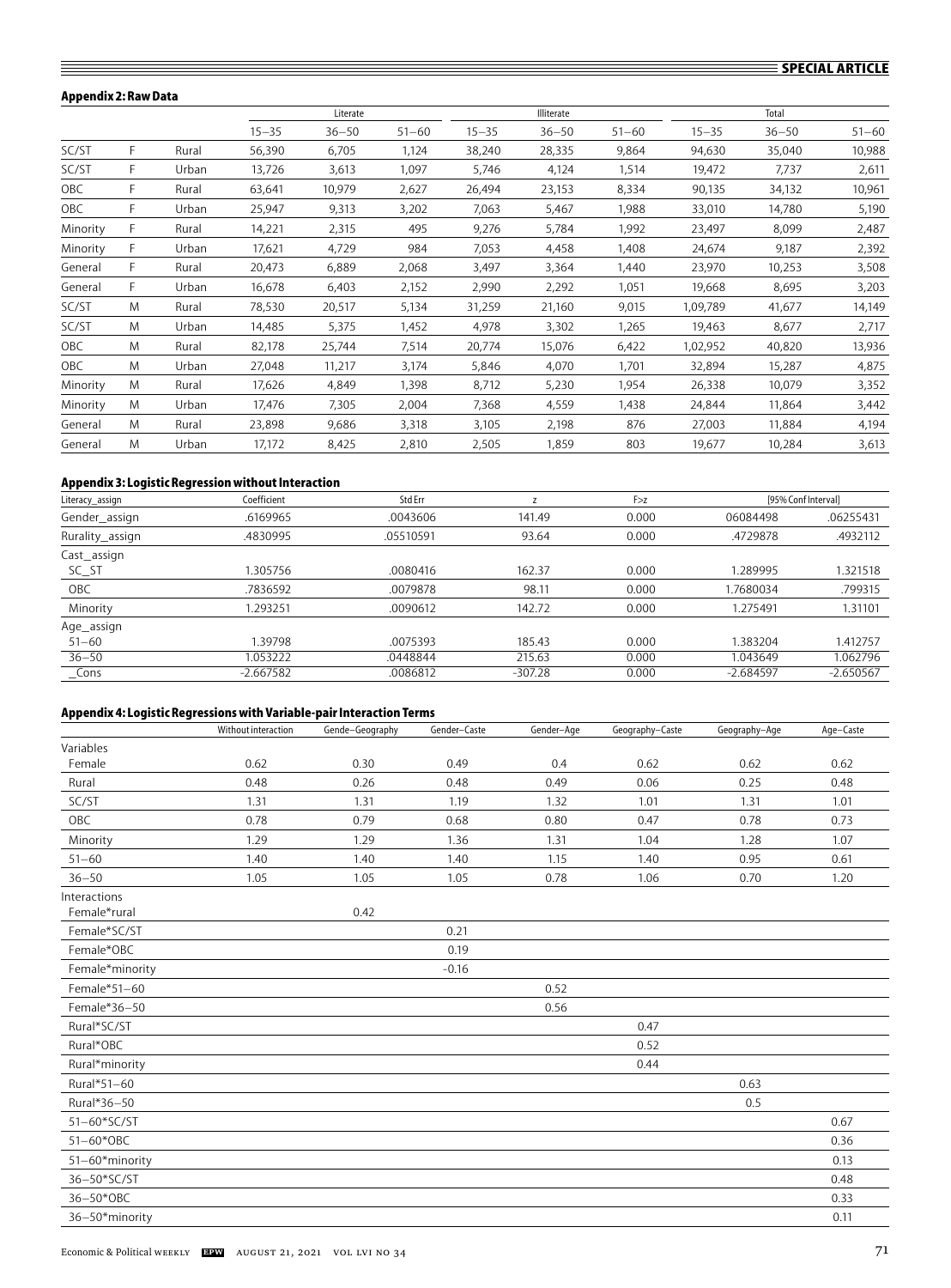### Appendix 2: Raw Data

| | | | Literate | | | Illiterate | | | Total | | |
|---|---|---|---|---|---|---|---|---|---|---|---|
| | | | 15–35 | 36–50 | 51–60 | 15–35 | 36–50 | 51–60 | 15–35 | 36–50 | 51–60 |
| SC/ST | F | Rural | 56,390 | 6,705 | 1,124 | 38,240 | 28,335 | 9,864 | 94,630 | 35,040 | 10,988 |
| SC/ST | F | Urban | 13,726 | 3,613 | 1,097 | 5,746 | 4,124 | 1,514 | 19,472 | 7,737 | 2,611 |
| OBC | F | Rural | 63,641 | 10,979 | 2,627 | 26,494 | 23,153 | 8,334 | 90,135 | 34,132 | 10,961 |
| OBC | F | Urban | 25,947 | 9,313 | 3,202 | 7,063 | 5,467 | 1,988 | 33,010 | 14,780 | 5,190 |
| Minority | F | Rural | 14,221 | 2,315 | 495 | 9,276 | 5,784 | 1,992 | 23,497 | 8,099 | 2,487 |
| Minority | F | Urban | 17,621 | 4,729 | 984 | 7,053 | 4,458 | 1,408 | 24,674 | 9,187 | 2,392 |
| General | F | Rural | 20,473 | 6,889 | 2,068 | 3,497 | 3,364 | 1,440 | 23,970 | 10,253 | 3,508 |
| General | F | Urban | 16,678 | 6,403 | 2,152 | 2,990 | 2,292 | 1,051 | 19,668 | 8,695 | 3,203 |
| SC/ST | M | Rural | 78,530 | 20,517 | 5,134 | 31,259 | 21,160 | 9,015 | 1,09,789 | 41,677 | 14,149 |
| SC/ST | M | Urban | 14,485 | 5,375 | 1,452 | 4,978 | 3,302 | 1,265 | 19,463 | 8,677 | 2,717 |
| OBC | M | Rural | 82,178 | 25,744 | 7,514 | 20,774 | 15,076 | 6,422 | 1,02,952 | 40,820 | 13,936 |
| OBC | M | Urban | 27,048 | 11,217 | 3,174 | 5,846 | 4,070 | 1,701 | 32,894 | 15,287 | 4,875 |
| Minority | M | Rural | 17,626 | 4,849 | 1,398 | 8,712 | 5,230 | 1,954 | 26,338 | 10,079 | 3,352 |
| Minority | M | Urban | 17,476 | 7,305 | 2,004 | 7,368 | 4,559 | 1,438 | 24,844 | 11,864 | 3,442 |
| General | M | Rural | 23,898 | 9,686 | 3,318 | 3,105 | 2,198 | 876 | 27,003 | 11,884 | 4,194 |
| General | M | Urban | 17,172 | 8,425 | 2,810 | 2,505 | 1,859 | 803 | 19,677 | 10,284 | 3,613 |

### Appendix 3: Logistic Regression without Interaction

| Literacy_assign | Coefficient | Std Err | z | F>z | [95% Conf Interval] | |
|---|---|---|---|---|---|---|
| Gender_assign | .6169965 | .0043606 | 141.49 | 0.000 | 06084498 | .06255431 |
| Rurality_assign | .4830995 | .05510591 | 93.64 | 0.000 | .4729878 | .4932112 |
| Cast_assign | | | | | | |
| SC_ST | 1.305756 | .0080416 | 162.37 | 0.000 | 1.289995 | 1.321518 |
| OBC | .7836592 | .0079878 | 98.11 | 0.000 | 1.7680034 | .799315 |
| Minority | 1.293251 | .0090612 | 142.72 | 0.000 | 1.275491 | 1.31101 |
| Age_assign | | | | | | |
| 51–60 | 1.39798 | .0075393 | 185.43 | 0.000 | 1.383204 | 1.412757 |
| 36–50 | 1.053222 | .0448844 | 215.63 | 0.000 | 1.043649 | 1.062796 |
| _Cons | -2.667582 | .0086812 | -307.28 | 0.000 | -2.684597 | -2.650567 |

### Appendix 4: Logistic Regressions with Variable-pair Interaction Terms

| | Without interaction | Gende–Geography | Gender–Caste | Gender–Age | Geography–Caste | Geography–Age | Age–Caste |
|---|---|---|---|---|---|---|---|
| Variables | | | | | | | |
| Female | 0.62 | 0.30 | 0.49 | 0.4 | 0.62 | 0.62 | 0.62 |
| Rural | 0.48 | 0.26 | 0.48 | 0.49 | 0.06 | 0.25 | 0.48 |
| SC/ST | 1.31 | 1.31 | 1.19 | 1.32 | 1.01 | 1.31 | 1.01 |
| OBC | 0.78 | 0.79 | 0.68 | 0.80 | 0.47 | 0.78 | 0.73 |
| Minority | 1.29 | 1.29 | 1.36 | 1.31 | 1.04 | 1.28 | 1.07 |
| 51–60 | 1.40 | 1.40 | 1.40 | 1.15 | 1.40 | 0.95 | 0.61 |
| 36–50 | 1.05 | 1.05 | 1.05 | 0.78 | 1.06 | 0.70 | 1.20 |
| Interactions | | | | | | | |
| Female*rural | | 0.42 | | | | | |
| Female*SC/ST | | | 0.21 | | | | |
| Female*OBC | | | 0.19 | | | | |
| Female*minority | | | -0.16 | | | | |
| Female*51–60 | | | | 0.52 | | | |
| Female*36–50 | | | | 0.56 | | | |
| Rural*SC/ST | | | | | 0.47 | | |
| Rural*OBC | | | | | 0.52 | | |
| Rural*minority | | | | | 0.44 | | |
| Rural*51–60 | | | | | | 0.63 | |
| Rural*36–50 | | | | | | 0.5 | |
| 51–60*SC/ST | | | | | | | 0.67 |
| 51–60*OBC | | | | | | | 0.36 |
| 51–60*minority | | | | | | | 0.13 |
| 36–50*SC/ST | | | | | | | 0.48 |
| 36–50*OBC | | | | | | | 0.33 |
| 36–50*minority | | | | | | | 0.11 |